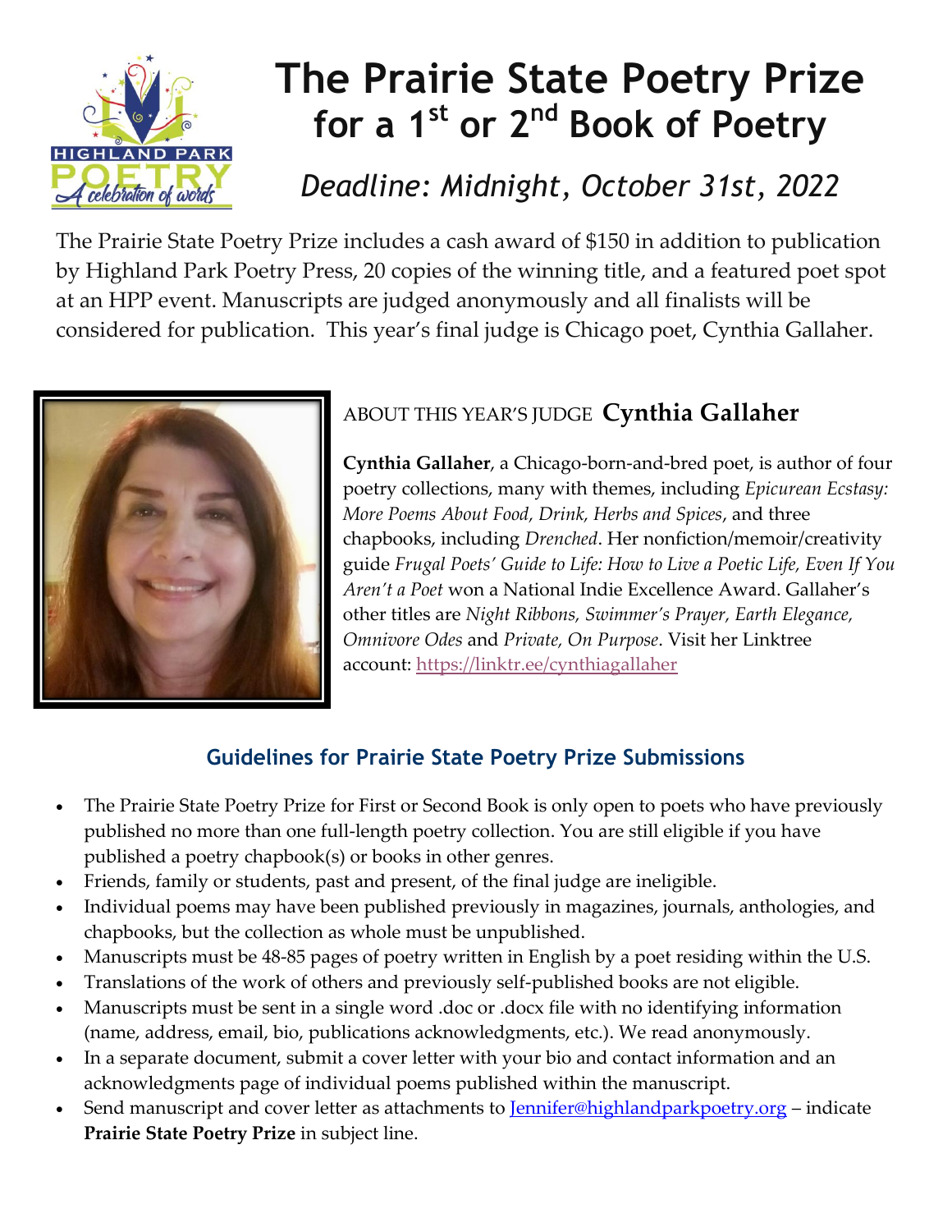# The Prairie State Poetry Prize for a 1st or 2nd Book of Poetry

*Deadline: Midnight, October 31st, 2022*

The Prairie State Poetry Prize includes a cash award of $150 in addition to publication by Highland Park Poetry Press, 20 copies of the winning title, and a featured poet spot at an HPP event. Manuscripts are judged anonymously and all finalists will be considered for publication. This year's final judge is Chicago poet, Cynthia Gallaher.

### ABOUT THIS YEAR'S JUDGE **Cynthia Gallaher**

**Cynthia Gallaher**, a Chicago-born-and-bred poet, is author of four poetry collections, many with themes, including *Epicurean Ecstasy: More Poems About Food, Drink, Herbs and Spices*, and three chapbooks, including *Drenched*. Her nonfiction/memoir/creativity guide *Frugal Poets' Guide to Life: How to Live a Poetic Life, Even If You Aren't a Poet* won a National Indie Excellence Award. Gallaher's other titles are *Night Ribbons, Swimmer's Prayer, Earth Elegance, Omnivore Odes* and *Private, On Purpose*. Visit her Linktree account: https://linktr.ee/cynthiagallaher

## Guidelines for Prairie State Poetry Prize Submissions

- The Prairie State Poetry Prize for First or Second Book is only open to poets who have previously published no more than one full-length poetry collection. You are still eligible if you have published a poetry chapbook(s) or books in other genres.
- Friends, family or students, past and present, of the final judge are ineligible.
- Individual poems may have been published previously in magazines, journals, anthologies, and chapbooks, but the collection as whole must be unpublished.
- Manuscripts must be 48-85 pages of poetry written in English by a poet residing within the U.S.
- Translations of the work of others and previously self-published books are not eligible.
- Manuscripts must be sent in a single word .doc or .docx file with no identifying information (name, address, email, bio, publications acknowledgments, etc.). We read anonymously.
- In a separate document, submit a cover letter with your bio and contact information and an acknowledgments page of individual poems published within the manuscript.
- Send manuscript and cover letter as attachments to Jennifer@highlandparkpoetry.org – indicate **Prairie State Poetry Prize** in subject line.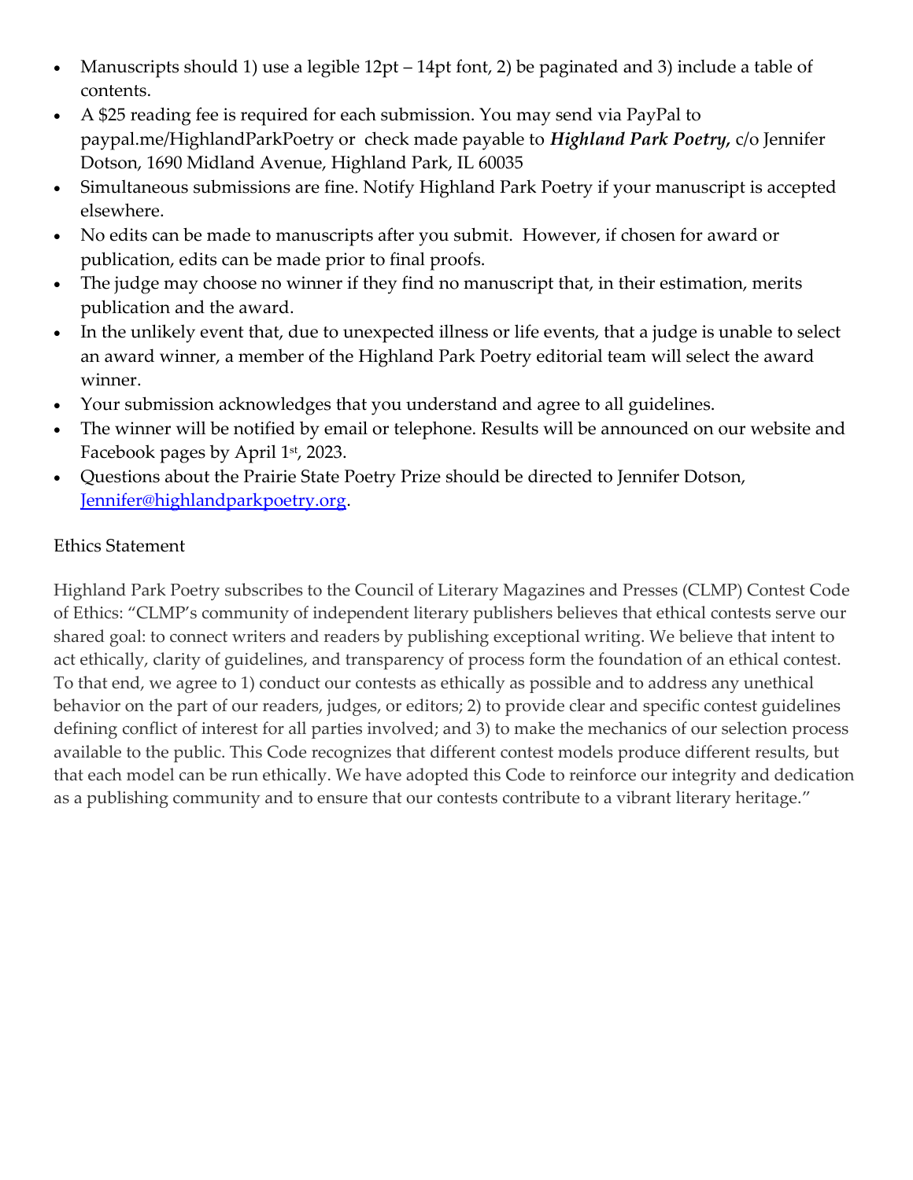- Manuscripts should 1) use a legible 12pt – 14pt font, 2) be paginated and 3) include a table of contents.
- A $25 reading fee is required for each submission. You may send via PayPal to paypal.me/HighlandParkPoetry or check made payable to ***Highland Park Poetry,*** c/o Jennifer Dotson, 1690 Midland Avenue, Highland Park, IL 60035
- Simultaneous submissions are fine. Notify Highland Park Poetry if your manuscript is accepted elsewhere.
- No edits can be made to manuscripts after you submit. However, if chosen for award or publication, edits can be made prior to final proofs.
- The judge may choose no winner if they find no manuscript that, in their estimation, merits publication and the award.
- In the unlikely event that, due to unexpected illness or life events, that a judge is unable to select an award winner, a member of the Highland Park Poetry editorial team will select the award winner.
- Your submission acknowledges that you understand and agree to all guidelines.
- The winner will be notified by email or telephone. Results will be announced on our website and Facebook pages by April 1st, 2023.
- Questions about the Prairie State Poetry Prize should be directed to Jennifer Dotson, [Jennifer@highlandparkpoetry.org](mailto:Jennifer@highlandparkpoetry.org).

Ethics Statement

Highland Park Poetry subscribes to the Council of Literary Magazines and Presses (CLMP) Contest Code of Ethics: "CLMP's community of independent literary publishers believes that ethical contests serve our shared goal: to connect writers and readers by publishing exceptional writing. We believe that intent to act ethically, clarity of guidelines, and transparency of process form the foundation of an ethical contest. To that end, we agree to 1) conduct our contests as ethically as possible and to address any unethical behavior on the part of our readers, judges, or editors; 2) to provide clear and specific contest guidelines defining conflict of interest for all parties involved; and 3) to make the mechanics of our selection process available to the public. This Code recognizes that different contest models produce different results, but that each model can be run ethically. We have adopted this Code to reinforce our integrity and dedication as a publishing community and to ensure that our contests contribute to a vibrant literary heritage."